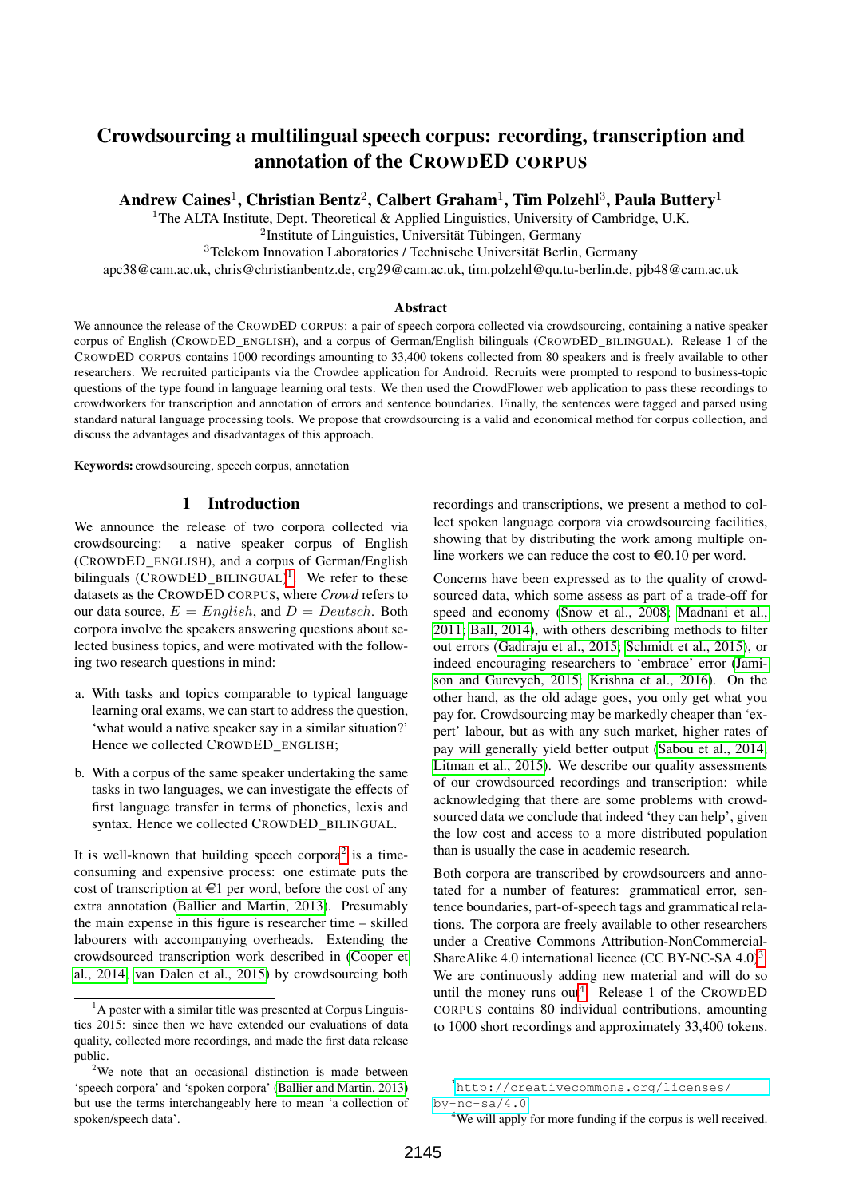# Crowdsourcing a multilingual speech corpus: recording, transcription and annotation of the CROWDED CORPUS

**Andrew Caines[1], Christian Bentz[2], Calbert Graham[1], Tim Polzehl[3], Paula Buttery[1]**

[1]The ALTA Institute, Dept. Theoretical & Applied Linguistics, University of Cambridge, U.K.
[2]Institute of Linguistics, Universität Tübingen, Germany
[3]Telekom Innovation Laboratories / Technische Universität Berlin, Germany
apc38@cam.ac.uk, chris@christianbentz.de, crg29@cam.ac.uk, tim.polzehl@qu.tu-berlin.de, pjb48@cam.ac.uk

### Abstract

We announce the release of the CROWDED CORPUS: a pair of speech corpora collected via crowdsourcing, containing a native speaker corpus of English (CROWDED_ENGLISH), and a corpus of German/English bilinguals (CROWDED_BILINGUAL). Release 1 of the CROWDED CORPUS contains 1000 recordings amounting to 33,400 tokens collected from 80 speakers and is freely available to other researchers. We recruited participants via the Crowdee application for Android. Recruits were prompted to respond to business-topic questions of the type found in language learning oral tests. We then used the CrowdFlower web application to pass these recordings to crowdworkers for transcription and annotation of errors and sentence boundaries. Finally, the sentences were tagged and parsed using standard natural language processing tools. We propose that crowdsourcing is a valid and economical method for corpus collection, and discuss the advantages and disadvantages of this approach.

**Keywords:** crowdsourcing, speech corpus, annotation

## 1 Introduction

We announce the release of two corpora collected via crowdsourcing: a native speaker corpus of English (CROWDED_ENGLISH), and a corpus of German/English bilinguals (CROWDED_BILINGUAL)[1]. We refer to these datasets as the CROWDED CORPUS, where *Crowd* refers to our data source, $E = English$, and $D = Deutsch$. Both corpora involve the speakers answering questions about selected business topics, and were motivated with the following two research questions in mind:

a. With tasks and topics comparable to typical language learning oral exams, we can start to address the question, 'what would a native speaker say in a similar situation?' Hence we collected CROWDED_ENGLISH;

b. With a corpus of the same speaker undertaking the same tasks in two languages, we can investigate the effects of first language transfer in terms of phonetics, lexis and syntax. Hence we collected CROWDED_BILINGUAL.

It is well-known that building speech corpora[2] is a time-consuming and expensive process: one estimate puts the cost of transcription at €1 per word, before the cost of any extra annotation (Ballier and Martin, 2013). Presumably the main expense in this figure is researcher time – skilled labourers with accompanying overheads. Extending the crowdsourced transcription work described in (Cooper et al., 2014; van Dalen et al., 2015) by crowdsourcing both recordings and transcriptions, we present a method to collect spoken language corpora via crowdsourcing facilities, showing that by distributing the work among multiple online workers we can reduce the cost to €0.10 per word.

Concerns have been expressed as to the quality of crowdsourced data, which some assess as part of a trade-off for speed and economy (Snow et al., 2008; Madnani et al., 2011; Ball, 2014), with others describing methods to filter out errors (Gadiraju et al., 2015; Schmidt et al., 2015), or indeed encouraging researchers to 'embrace' error (Jamison and Gurevych, 2015; Krishna et al., 2016). On the other hand, as the old adage goes, you only get what you pay for. Crowdsourcing may be markedly cheaper than 'expert' labour, but as with any such market, higher rates of pay will generally yield better output (Sabou et al., 2014; Litman et al., 2015). We describe our quality assessments of our crowdsourced recordings and transcription: while acknowledging that there are some problems with crowdsourced data we conclude that indeed 'they can help', given the low cost and access to a more distributed population than is usually the case in academic research.

Both corpora are transcribed by crowdsourcers and annotated for a number of features: grammatical error, sentence boundaries, part-of-speech tags and grammatical relations. The corpora are freely available to other researchers under a Creative Commons Attribution-NonCommercial-ShareAlike 4.0 international licence (CC BY-NC-SA 4.0)[3]. We are continuously adding new material and will do so until the money runs out[4]. Release 1 of the CROWDED CORPUS contains 80 individual contributions, amounting to 1000 short recordings and approximately 33,400 tokens.

[1] A poster with a similar title was presented at Corpus Linguistics 2015: since then we have extended our evaluations of data quality, collected more recordings, and made the first data release public.

[2] We note that an occasional distinction is made between 'speech corpora' and 'spoken corpora' (Ballier and Martin, 2013) but use the terms interchangeably here to mean 'a collection of spoken/speech data'.

[3] http://creativecommons.org/licenses/by-nc-sa/4.0

[4] We will apply for more funding if the corpus is well received.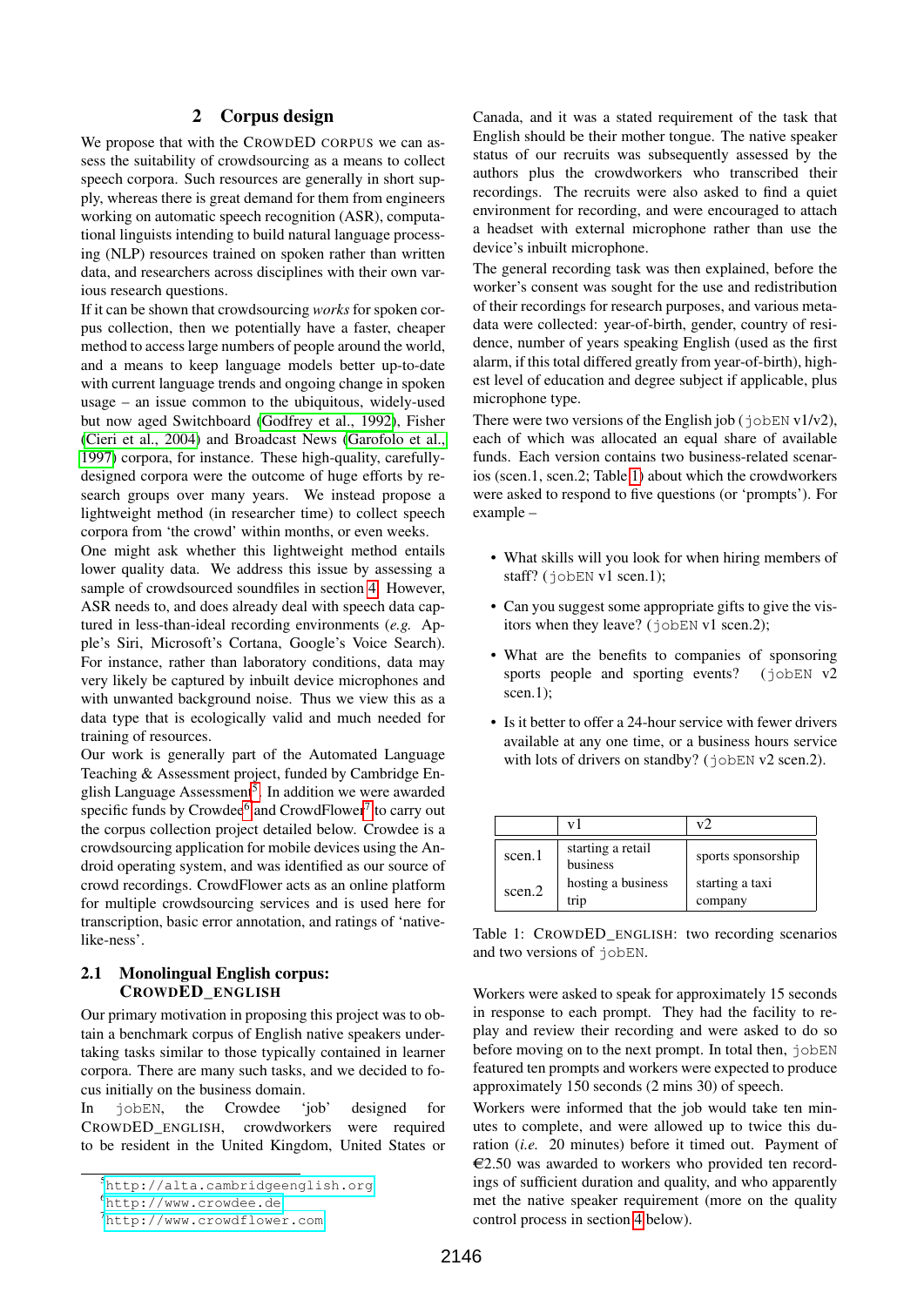## 2 Corpus design

We propose that with the CROWDED CORPUS we can assess the suitability of crowdsourcing as a means to collect speech corpora. Such resources are generally in short supply, whereas there is great demand for them from engineers working on automatic speech recognition (ASR), computational linguists intending to build natural language processing (NLP) resources trained on spoken rather than written data, and researchers across disciplines with their own various research questions.

If it can be shown that crowdsourcing *works* for spoken corpus collection, then we potentially have a faster, cheaper method to access large numbers of people around the world, and a means to keep language models better up-to-date with current language trends and ongoing change in spoken usage – an issue common to the ubiquitous, widely-used but now aged Switchboard (Godfrey et al., 1992), Fisher (Cieri et al., 2004) and Broadcast News (Garofolo et al., 1997) corpora, for instance. These high-quality, carefully-designed corpora were the outcome of huge efforts by research groups over many years. We instead propose a lightweight method (in researcher time) to collect speech corpora from 'the crowd' within months, or even weeks.

One might ask whether this lightweight method entails lower quality data. We address this issue by assessing a sample of crowdsourced soundfiles in section 4. However, ASR needs to, and does already deal with speech data captured in less-than-ideal recording environments (*e.g.* Apple's Siri, Microsoft's Cortana, Google's Voice Search). For instance, rather than laboratory conditions, data may very likely be captured by inbuilt device microphones and with unwanted background noise. Thus we view this as a data type that is ecologically valid and much needed for training of resources.

Our work is generally part of the Automated Language Teaching & Assessment project, funded by Cambridge English Language Assessment[5]. In addition we were awarded specific funds by Crowdee[6] and CrowdFlower[7] to carry out the corpus collection project detailed below. Crowdee is a crowdsourcing application for mobile devices using the Android operating system, and was identified as our source of crowd recordings. CrowdFlower acts as an online platform for multiple crowdsourcing services and is used here for transcription, basic error annotation, and ratings of 'native-like-ness'.

### 2.1 Monolingual English corpus: CROWDED_ENGLISH

Our primary motivation in proposing this project was to obtain a benchmark corpus of English native speakers undertaking tasks similar to those typically contained in learner corpora. There are many such tasks, and we decided to focus initially on the business domain.

In `jobEN`, the Crowdee 'job' designed for CROWDED_ENGLISH, crowdworkers were required to be resident in the United Kingdom, United States or Canada, and it was a stated requirement of the task that English should be their mother tongue. The native speaker status of our recruits was subsequently assessed by the authors plus the crowdworkers who transcribed their recordings. The recruits were also asked to find a quiet environment for recording, and were encouraged to attach a headset with external microphone rather than use the device's inbuilt microphone.

The general recording task was then explained, before the worker's consent was sought for the use and redistribution of their recordings for research purposes, and various metadata were collected: year-of-birth, gender, country of residence, number of years speaking English (used as the first alarm, if this total differed greatly from year-of-birth), highest level of education and degree subject if applicable, plus microphone type.

There were two versions of the English job (`jobEN` v1/v2), each of which was allocated an equal share of available funds. Each version contains two business-related scenarios (scen.1, scen.2; Table 1) about which the crowdworkers were asked to respond to five questions (or 'prompts'). For example –

- What skills will you look for when hiring members of staff? (`jobEN` v1 scen.1);
- Can you suggest some appropriate gifts to give the visitors when they leave? (`jobEN` v1 scen.2);
- What are the benefits to companies of sponsoring sports people and sporting events? (`jobEN` v2 scen.1);
- Is it better to offer a 24-hour service with fewer drivers available at any one time, or a business hours service with lots of drivers on standby? (`jobEN` v2 scen.2).

| | v1 | v2 |
|---|---|---|
| scen.1 | starting a retail business | sports sponsorship |
| scen.2 | hosting a business trip | starting a taxi company |

Table 1: CROWDED_ENGLISH: two recording scenarios and two versions of `jobEN`.

Workers were asked to speak for approximately 15 seconds in response to each prompt. They had the facility to replay and review their recording and were asked to do so before moving on to the next prompt. In total then, `jobEN` featured ten prompts and workers were expected to produce approximately 150 seconds (2 mins 30) of speech.

Workers were informed that the job would take ten minutes to complete, and were allowed up to twice this duration (*i.e.* 20 minutes) before it timed out. Payment of €2.50 was awarded to workers who provided ten recordings of sufficient duration and quality, and who apparently met the native speaker requirement (more on the quality control process in section 4 below).

[5] http://alta.cambridgeenglish.org
[6] http://www.crowdee.de
[7] http://www.crowdflower.com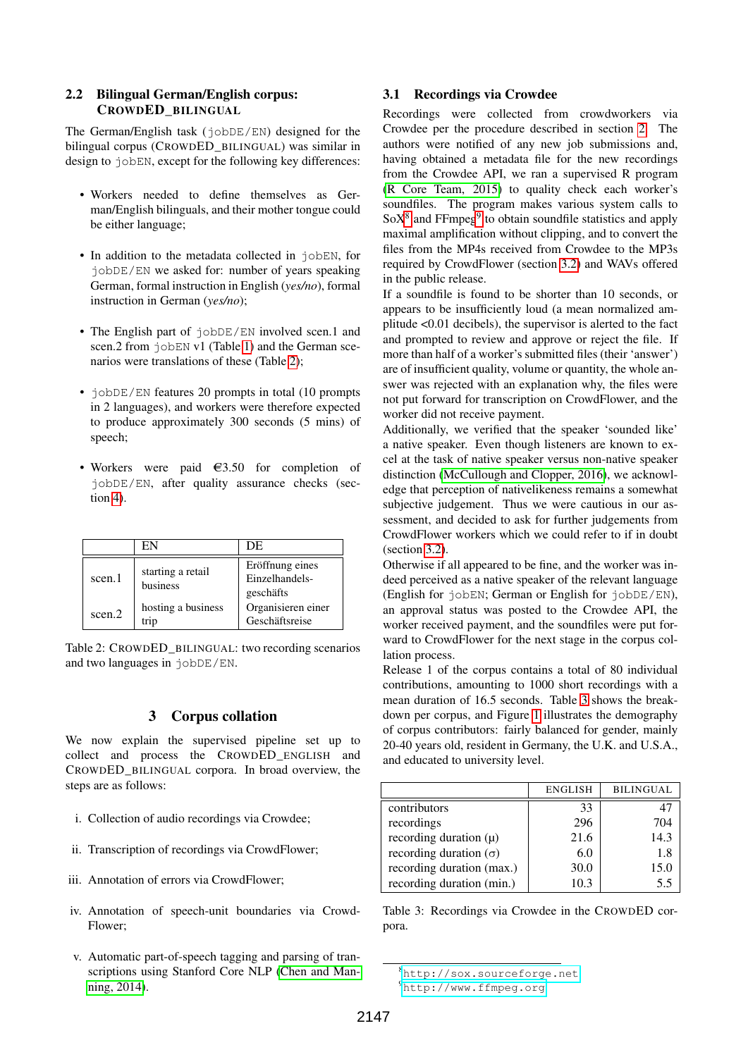### 2.2 Bilingual German/English corpus: CROWDED_BILINGUAL

The German/English task (`jobDE/EN`) designed for the bilingual corpus (CROWDED_BILINGUAL) was similar in design to `jobEN`, except for the following key differences:

- Workers needed to define themselves as German/English bilinguals, and their mother tongue could be either language;
- In addition to the metadata collected in `jobEN`, for `jobDE/EN` we asked for: number of years speaking German, formal instruction in English (*yes/no*), formal instruction in German (*yes/no*);
- The English part of `jobDE/EN` involved scen.1 and scen.2 from `jobEN` v1 (Table 1) and the German scenarios were translations of these (Table 2);
- `jobDE/EN` features 20 prompts in total (10 prompts in 2 languages), and workers were therefore expected to produce approximately 300 seconds (5 mins) of speech;
- Workers were paid €3.50 for completion of `jobDE/EN`, after quality assurance checks (section 4).

| | EN | DE |
|---|---|---|
| scen.1 | starting a retail business | Eröffnung eines Einzelhandels-geschäfts |
| scen.2 | hosting a business trip | Organisieren einer Geschäftsreise |

Table 2: CROWDED_BILINGUAL: two recording scenarios and two languages in `jobDE/EN`.

## 3 Corpus collation

We now explain the supervised pipeline set up to collect and process the CROWDED_ENGLISH and CROWDED_BILINGUAL corpora. In broad overview, the steps are as follows:

i. Collection of audio recordings via Crowdee;

ii. Transcription of recordings via CrowdFlower;

iii. Annotation of errors via CrowdFlower;

iv. Annotation of speech-unit boundaries via CrowdFlower;

v. Automatic part-of-speech tagging and parsing of transcriptions using Stanford Core NLP (Chen and Manning, 2014).

### 3.1 Recordings via Crowdee

Recordings were collected from crowdworkers via Crowdee per the procedure described in section 2. The authors were notified of any new job submissions and, having obtained a metadata file for the new recordings from the Crowdee API, we ran a supervised R program (R Core Team, 2015) to quality check each worker's soundfiles. The program makes various system calls to SoX[8] and FFmpeg[9] to obtain soundfile statistics and apply maximal amplification without clipping, and to convert the files from the MP4s received from Crowdee to the MP3s required by CrowdFlower (section 3.2) and WAVs offered in the public release.

If a soundfile is found to be shorter than 10 seconds, or appears to be insufficiently loud (a mean normalized amplitude <0.01 decibels), the supervisor is alerted to the fact and prompted to review and approve or reject the file. If more than half of a worker's submitted files (their 'answer') are of insufficient quality, volume or quantity, the whole answer was rejected with an explanation why, the files were not put forward for transcription on CrowdFlower, and the worker did not receive payment.

Additionally, we verified that the speaker 'sounded like' a native speaker. Even though listeners are known to excel at the task of native speaker versus non-native speaker distinction (McCullough and Clopper, 2016), we acknowledge that perception of nativelikeness remains a somewhat subjective judgement. Thus we were cautious in our assessment, and decided to ask for further judgements from CrowdFlower workers which we could refer to if in doubt (section 3.2).

Otherwise if all appeared to be fine, and the worker was indeed perceived as a native speaker of the relevant language (English for `jobEN`; German or English for `jobDE/EN`), an approval status was posted to the Crowdee API, the worker received payment, and the soundfiles were put forward to CrowdFlower for the next stage in the corpus collation process.

Release 1 of the corpus contains a total of 80 individual contributions, amounting to 1000 short recordings with a mean duration of 16.5 seconds. Table 3 shows the breakdown per corpus, and Figure 1 illustrates the demography of corpus contributors: fairly balanced for gender, mainly 20-40 years old, resident in Germany, the U.K. and U.S.A., and educated to university level.

| | ENGLISH | BILINGUAL |
|---|---|---|
| contributors | 33 | 47 |
| recordings | 296 | 704 |
| recording duration (μ) | 21.6 | 14.3 |
| recording duration (σ) | 6.0 | 1.8 |
| recording duration (max.) | 30.0 | 15.0 |
| recording duration (min.) | 10.3 | 5.5 |

Table 3: Recordings via Crowdee in the CROWDED corpora.

[8] http://sox.sourceforge.net

[9] http://www.ffmpeg.org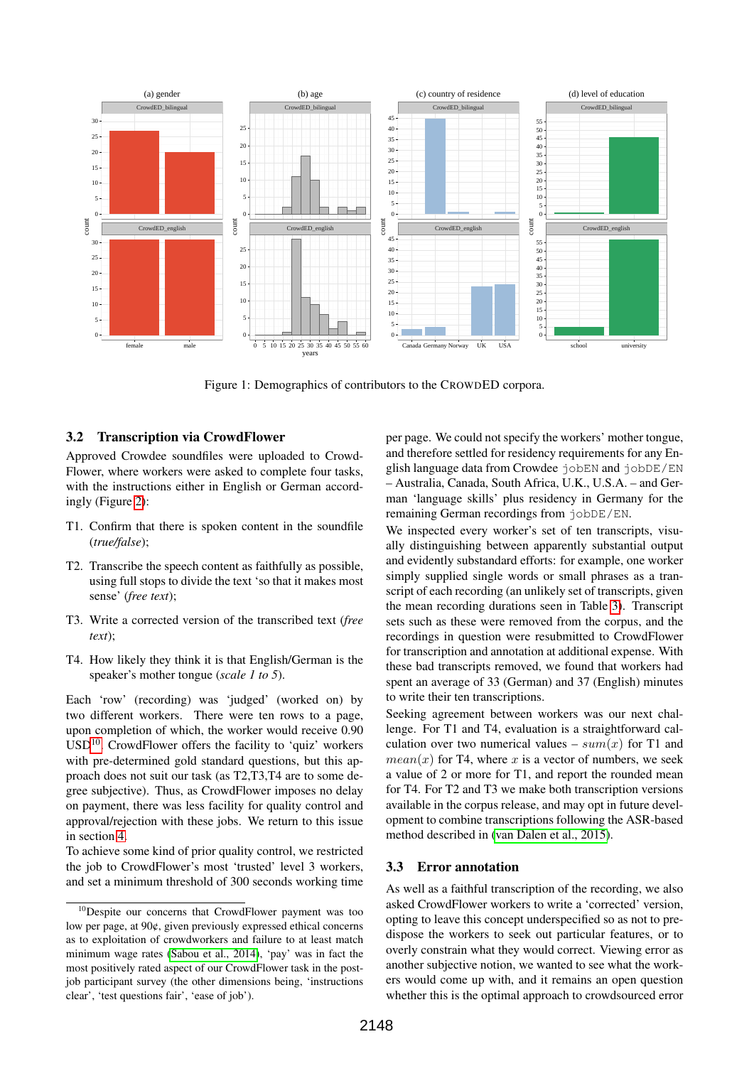Figure 1: Demographics of contributors to the CROWDED corpora.

### 3.2 Transcription via CrowdFlower

Approved Crowdee soundfiles were uploaded to CrowdFlower, where workers were asked to complete four tasks, with the instructions either in English or German accordingly (Figure 2):

T1. Confirm that there is spoken content in the soundfile (*true/false*);

T2. Transcribe the speech content as faithfully as possible, using full stops to divide the text 'so that it makes most sense' (*free text*);

T3. Write a corrected version of the transcribed text (*free text*);

T4. How likely they think it is that English/German is the speaker's mother tongue (*scale 1 to 5*).

Each 'row' (recording) was 'judged' (worked on) by two different workers. There were ten rows to a page, upon completion of which, the worker would receive 0.90 USD[10]. CrowdFlower offers the facility to 'quiz' workers with pre-determined gold standard questions, but this approach does not suit our task (as T2,T3,T4 are to some degree subjective). Thus, as CrowdFlower imposes no delay on payment, there was less facility for quality control and approval/rejection with these jobs. We return to this issue in section 4.

To achieve some kind of prior quality control, we restricted the job to CrowdFlower's most 'trusted' level 3 workers, and set a minimum threshold of 300 seconds working time per page. We could not specify the workers' mother tongue, and therefore settled for residency requirements for any English language data from Crowdee `jobEN` and `jobDE/EN` – Australia, Canada, South Africa, U.K., U.S.A. – and German 'language skills' plus residency in Germany for the remaining German recordings from `jobDE/EN`.

We inspected every worker's set of ten transcripts, visually distinguishing between apparently substantial output and evidently substandard efforts: for example, one worker simply supplied single words or small phrases as a transcript of each recording (an unlikely set of transcripts, given the mean recording durations seen in Table 3). Transcript sets such as these were removed from the corpus, and the recordings in question were resubmitted to CrowdFlower for transcription and annotation at additional expense. With these bad transcripts removed, we found that workers had spent an average of 33 (German) and 37 (English) minutes to write their ten transcriptions.

Seeking agreement between workers was our next challenge. For T1 and T4, evaluation is a straightforward calculation over two numerical values – $sum(x)$ for T1 and $mean(x)$ for T4, where $x$ is a vector of numbers, we seek a value of 2 or more for T1, and report the rounded mean for T4. For T2 and T3 we make both transcription versions available in the corpus release, and may opt in future development to combine transcriptions following the ASR-based method described in (van Dalen et al., 2015).

### 3.3 Error annotation

As well as a faithful transcription of the recording, we also asked CrowdFlower workers to write a 'corrected' version, opting to leave this concept underspecified so as not to predispose the workers to seek out particular features, or to overly constrain what they would correct. Viewing error as another subjective notion, we wanted to see what the workers would come up with, and it remains an open question whether this is the optimal approach to crowdsourced error

[10] Despite our concerns that CrowdFlower payment was too low per page, at 90¢, given previously expressed ethical concerns as to exploitation of crowdworkers and failure to at least match minimum wage rates (Sabou et al., 2014), 'pay' was in fact the most positively rated aspect of our CrowdFlower task in the post-job participant survey (the other dimensions being, 'instructions clear', 'test questions fair', 'ease of job').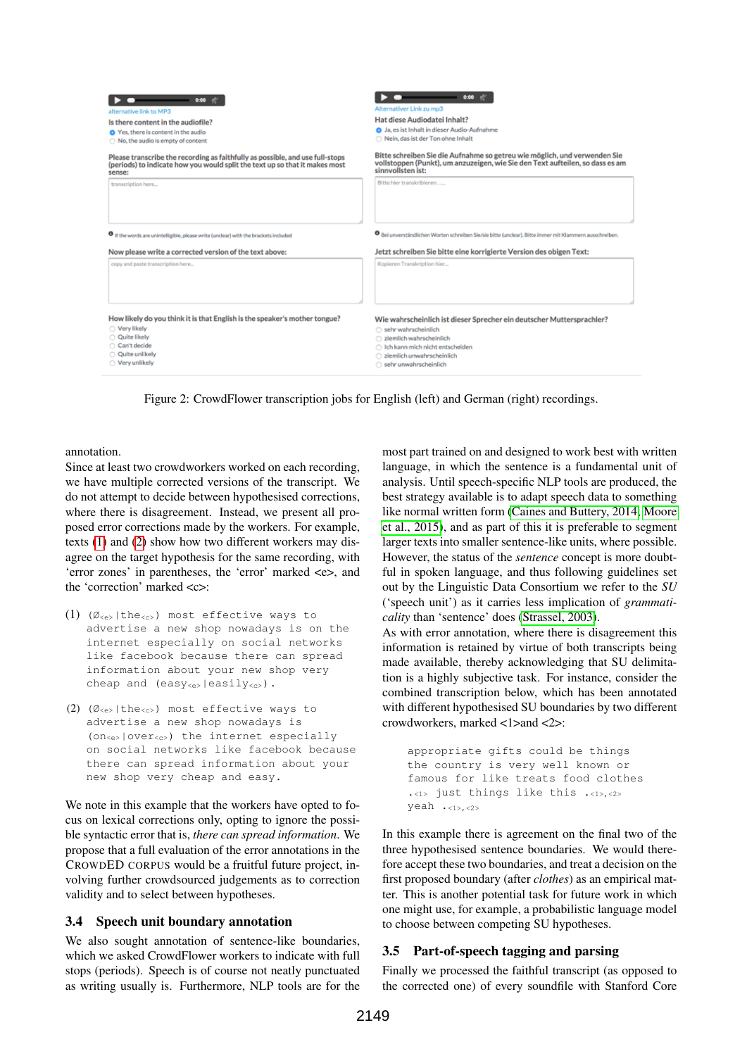Figure 2: CrowdFlower transcription jobs for English (left) and German (right) recordings.

annotation.

Since at least two crowdworkers worked on each recording, we have multiple corrected versions of the transcript. We do not attempt to decide between hypothesised corrections, where there is disagreement. Instead, we present all proposed error corrections made by the workers. For example, texts (1) and (2) show how two different workers may disagree on the target hypothesis for the same recording, with 'error zones' in parentheses, the 'error' marked <e>, and the 'correction' marked <c>:

(1) (Ø$_{<e>}$|the$_{<c>}$) most effective ways to advertise a new shop nowadays is on the internet especially on social networks like facebook because there can spread information about your new shop very cheap and (easy$_{<e>}$|easily$_{<c>}$).

(2) (Ø$_{<e>}$|the$_{<c>}$) most effective ways to advertise a new shop nowadays is (on$_{<e>}$|over$_{<c>}$) the internet especially on social networks like facebook because there can spread information about your new shop very cheap and easy.

We note in this example that the workers have opted to focus on lexical corrections only, opting to ignore the possible syntactic error that is, *there can spread information*. We propose that a full evaluation of the error annotations in the CROWDED CORPUS would be a fruitful future project, involving further crowdsourced judgements as to correction validity and to select between hypotheses.

### 3.4 Speech unit boundary annotation

We also sought annotation of sentence-like boundaries, which we asked CrowdFlower workers to indicate with full stops (periods). Speech is of course not neatly punctuated as writing usually is. Furthermore, NLP tools are for the most part trained on and designed to work best with written language, in which the sentence is a fundamental unit of analysis. Until speech-specific NLP tools are produced, the best strategy available is to adapt speech data to something like normal written form (Caines and Buttery, 2014; Moore et al., 2015), and as part of this it is preferable to segment larger texts into smaller sentence-like units, where possible. However, the status of the *sentence* concept is more doubtful in spoken language, and thus following guidelines set out by the Linguistic Data Consortium we refer to the *SU* ('speech unit') as it carries less implication of *grammaticality* than 'sentence' does (Strassel, 2003).

As with error annotation, where there is disagreement this information is retained by virtue of both transcripts being made available, thereby acknowledging that SU delimitation is a highly subjective task. For instance, consider the combined transcription below, which has been annotated with different hypothesised SU boundaries by two different crowdworkers, marked <1>and <2>:

appropriate gifts could be things the country is very well known or famous for like treats food clothes .$_{<1>}$ just things like this .$_{<1>,<2>}$ yeah .$_{<1>,<2>}$

In this example there is agreement on the final two of the three hypothesised sentence boundaries. We would therefore accept these two boundaries, and treat a decision on the first proposed boundary (after *clothes*) as an empirical matter. This is another potential task for future work in which one might use, for example, a probabilistic language model to choose between competing SU hypotheses.

### 3.5 Part-of-speech tagging and parsing

Finally we processed the faithful transcript (as opposed to the corrected one) of every soundfile with Stanford Core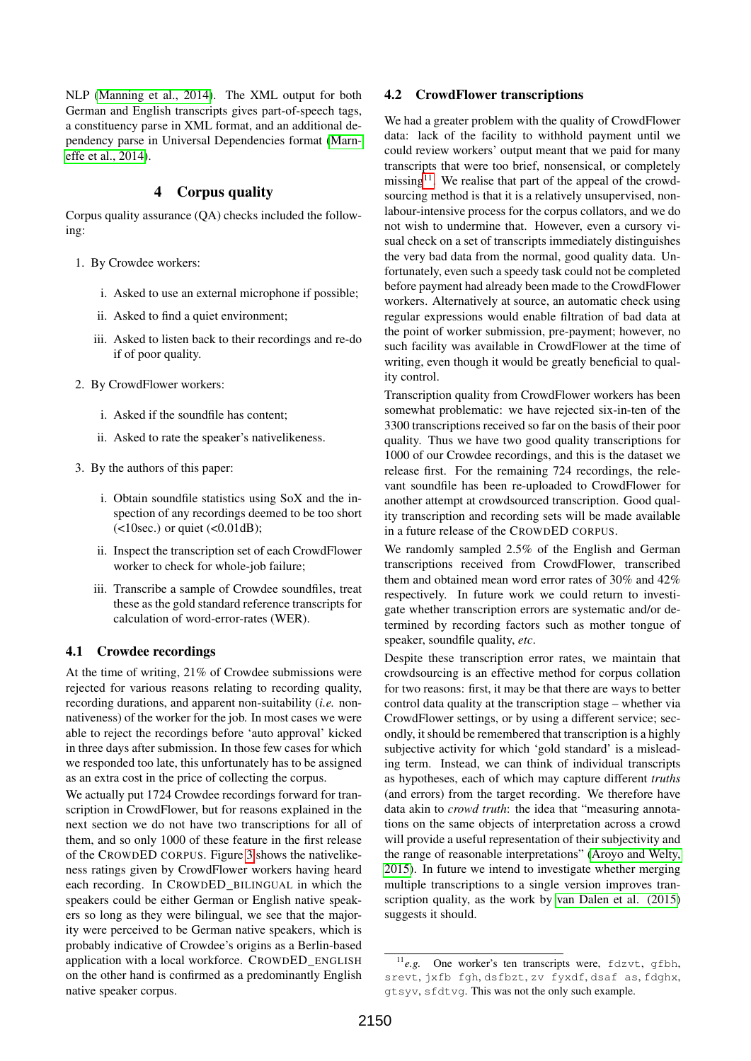NLP (Manning et al., 2014). The XML output for both German and English transcripts gives part-of-speech tags, a constituency parse in XML format, and an additional dependency parse in Universal Dependencies format (Marneffe et al., 2014).

## 4 Corpus quality

Corpus quality assurance (QA) checks included the following:

1. By Crowdee workers:
   i. Asked to use an external microphone if possible;
   ii. Asked to find a quiet environment;
   iii. Asked to listen back to their recordings and re-do if of poor quality.
2. By CrowdFlower workers:
   i. Asked if the soundfile has content;
   ii. Asked to rate the speaker's nativelikeness.
3. By the authors of this paper:
   i. Obtain soundfile statistics using SoX and the inspection of any recordings deemed to be too short (<10sec.) or quiet (<0.01dB);
   ii. Inspect the transcription set of each CrowdFlower worker to check for whole-job failure;
   iii. Transcribe a sample of Crowdee soundfiles, treat these as the gold standard reference transcripts for calculation of word-error-rates (WER).

### 4.1 Crowdee recordings

At the time of writing, 21% of Crowdee submissions were rejected for various reasons relating to recording quality, recording durations, and apparent non-suitability (*i.e.* non-nativeness) of the worker for the job. In most cases we were able to reject the recordings before 'auto approval' kicked in three days after submission. In those few cases for which we responded too late, this unfortunately has to be assigned as an extra cost in the price of collecting the corpus.

We actually put 1724 Crowdee recordings forward for transcription in CrowdFlower, but for reasons explained in the next section we do not have two transcriptions for all of them, and so only 1000 of these feature in the first release of the CROWDED CORPUS. Figure 3 shows the nativelikeness ratings given by CrowdFlower workers having heard each recording. In CROWDED_BILINGUAL in which the speakers could be either German or English native speakers so long as they were bilingual, we see that the majority were perceived to be German native speakers, which is probably indicative of Crowdee's origins as a Berlin-based application with a local workforce. CROWDED_ENGLISH on the other hand is confirmed as a predominantly English native speaker corpus.

### 4.2 CrowdFlower transcriptions

We had a greater problem with the quality of CrowdFlower data: lack of the facility to withhold payment until we could review workers' output meant that we paid for many transcripts that were too brief, nonsensical, or completely missing[11]. We realise that part of the appeal of the crowdsourcing method is that it is a relatively unsupervised, non-labour-intensive process for the corpus collators, and we do not wish to undermine that. However, even a cursory visual check on a set of transcripts immediately distinguishes the very bad data from the normal, good quality data. Unfortunately, even such a speedy task could not be completed before payment had already been made to the CrowdFlower workers. Alternatively at source, an automatic check using regular expressions would enable filtration of bad data at the point of worker submission, pre-payment; however, no such facility was available in CrowdFlower at the time of writing, even though it would be greatly beneficial to quality control.

Transcription quality from CrowdFlower workers has been somewhat problematic: we have rejected six-in-ten of the 3300 transcriptions received so far on the basis of their poor quality. Thus we have two good quality transcriptions for 1000 of our Crowdee recordings, and this is the dataset we release first. For the remaining 724 recordings, the relevant soundfile has been re-uploaded to CrowdFlower for another attempt at crowdsourced transcription. Good quality transcription and recording sets will be made available in a future release of the CROWDED CORPUS.

We randomly sampled 2.5% of the English and German transcriptions received from CrowdFlower, transcribed them and obtained mean word error rates of 30% and 42% respectively. In future work we could return to investigate whether transcription errors are systematic and/or determined by recording factors such as mother tongue of speaker, soundfile quality, *etc*.

Despite these transcription error rates, we maintain that crowdsourcing is an effective method for corpus collation for two reasons: first, it may be that there are ways to better control data quality at the transcription stage – whether via CrowdFlower settings, or by using a different service; secondly, it should be remembered that transcription is a highly subjective activity for which 'gold standard' is a misleading term. Instead, we can think of individual transcripts as hypotheses, each of which may capture different *truths* (and errors) from the target recording. We therefore have data akin to *crowd truth*: the idea that "measuring annotations on the same objects of interpretation across a crowd will provide a useful representation of their subjectivity and the range of reasonable interpretations" (Aroyo and Welty, 2015). In future we intend to investigate whether merging multiple transcriptions to a single version improves transcription quality, as the work by van Dalen et al. (2015) suggests it should.

---

[11] *e.g.* One worker's ten transcripts were, `fdzvt`, `gfbh`, `srevt`, `jxfb fgh`, `dsfbzt`, `zv fyxdf`, `dsaf as`, `fdghx`, `gtsyv`, `sfdtvg`. This was not the only such example.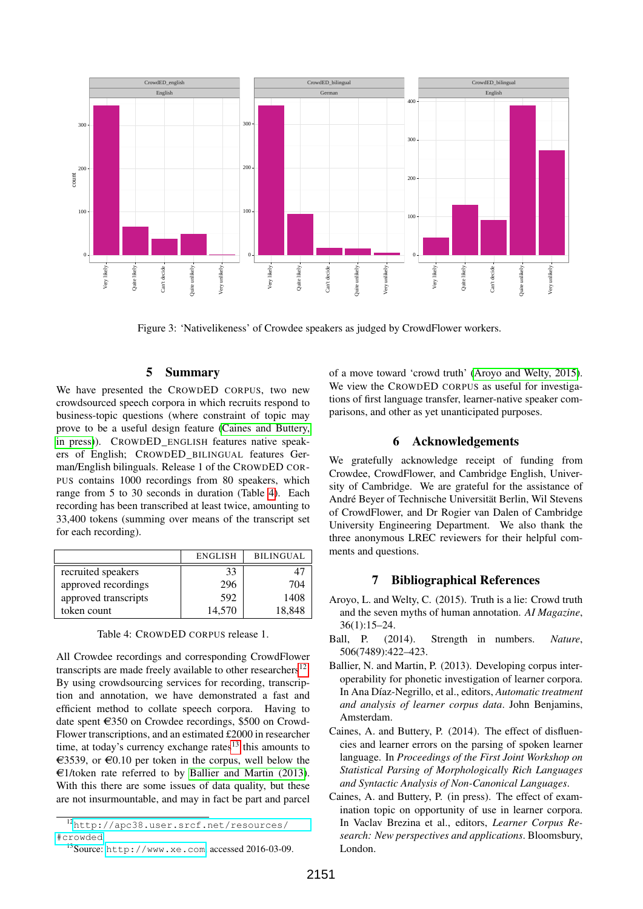Figure 3: 'Nativelikeness' of Crowdee speakers as judged by CrowdFlower workers.

## 5 Summary

We have presented the CROWDED CORPUS, two new crowdsourced speech corpora in which recruits respond to business-topic questions (where constraint of topic may prove to be a useful design feature (Caines and Buttery, in press)). CROWDED_ENGLISH features native speakers of English; CROWDED_BILINGUAL features German/English bilinguals. Release 1 of the CROWDED CORPUS contains 1000 recordings from 80 speakers, which range from 5 to 30 seconds in duration (Table 4). Each recording has been transcribed at least twice, amounting to 33,400 tokens (summing over means of the transcript set for each recording).

| | ENGLISH | BILINGUAL |
|---|---|---|
| recruited speakers | 33 | 47 |
| approved recordings | 296 | 704 |
| approved transcripts | 592 | 1408 |
| token count | 14,570 | 18,848 |

Table 4: CROWDED CORPUS release 1.

All Crowdee recordings and corresponding CrowdFlower transcripts are made freely available to other researchers[12]. By using crowdsourcing services for recording, transcription and annotation, we have demonstrated a fast and efficient method to collate speech corpora. Having to date spent €350 on Crowdee recordings, $500 on CrowdFlower transcriptions, and an estimated £2000 in researcher time, at today's currency exchange rates[13] this amounts to €3539, or €0.10 per token in the corpus, well below the €1/token rate referred to by Ballier and Martin (2013). With this there are some issues of data quality, but these are not insurmountable, and may in fact be part and parcel of a move toward 'crowd truth' (Aroyo and Welty, 2015). We view the CROWDED CORPUS as useful for investigations of first language transfer, learner-native speaker comparisons, and other as yet unanticipated purposes.

[12] http://apc38.user.srcf.net/resources/#crowded

[13] Source: http://www.xe.com accessed 2016-03-09.

## 6 Acknowledgements

We gratefully acknowledge receipt of funding from Crowdee, CrowdFlower, and Cambridge English, University of Cambridge. We are grateful for the assistance of André Beyer of Technische Universität Berlin, Wil Stevens of CrowdFlower, and Dr Rogier van Dalen of Cambridge University Engineering Department. We also thank the three anonymous LREC reviewers for their helpful comments and questions.

## 7 Bibliographical References

Aroyo, L. and Welty, C. (2015). Truth is a lie: Crowd truth and the seven myths of human annotation. *AI Magazine*, 36(1):15–24.

Ball, P. (2014). Strength in numbers. *Nature*, 506(7489):422–423.

Ballier, N. and Martin, P. (2013). Developing corpus interoperability for phonetic investigation of learner corpora. In Ana Díaz-Negrillo, et al., editors, *Automatic treatment and analysis of learner corpus data*. John Benjamins, Amsterdam.

Caines, A. and Buttery, P. (2014). The effect of disfluencies and learner errors on the parsing of spoken learner language. In *Proceedings of the First Joint Workshop on Statistical Parsing of Morphologically Rich Languages and Syntactic Analysis of Non-Canonical Languages*.

Caines, A. and Buttery, P. (in press). The effect of examination topic on opportunity of use in learner corpora. In Vaclav Brezina et al., editors, *Learner Corpus Research: New perspectives and applications*. Bloomsbury, London.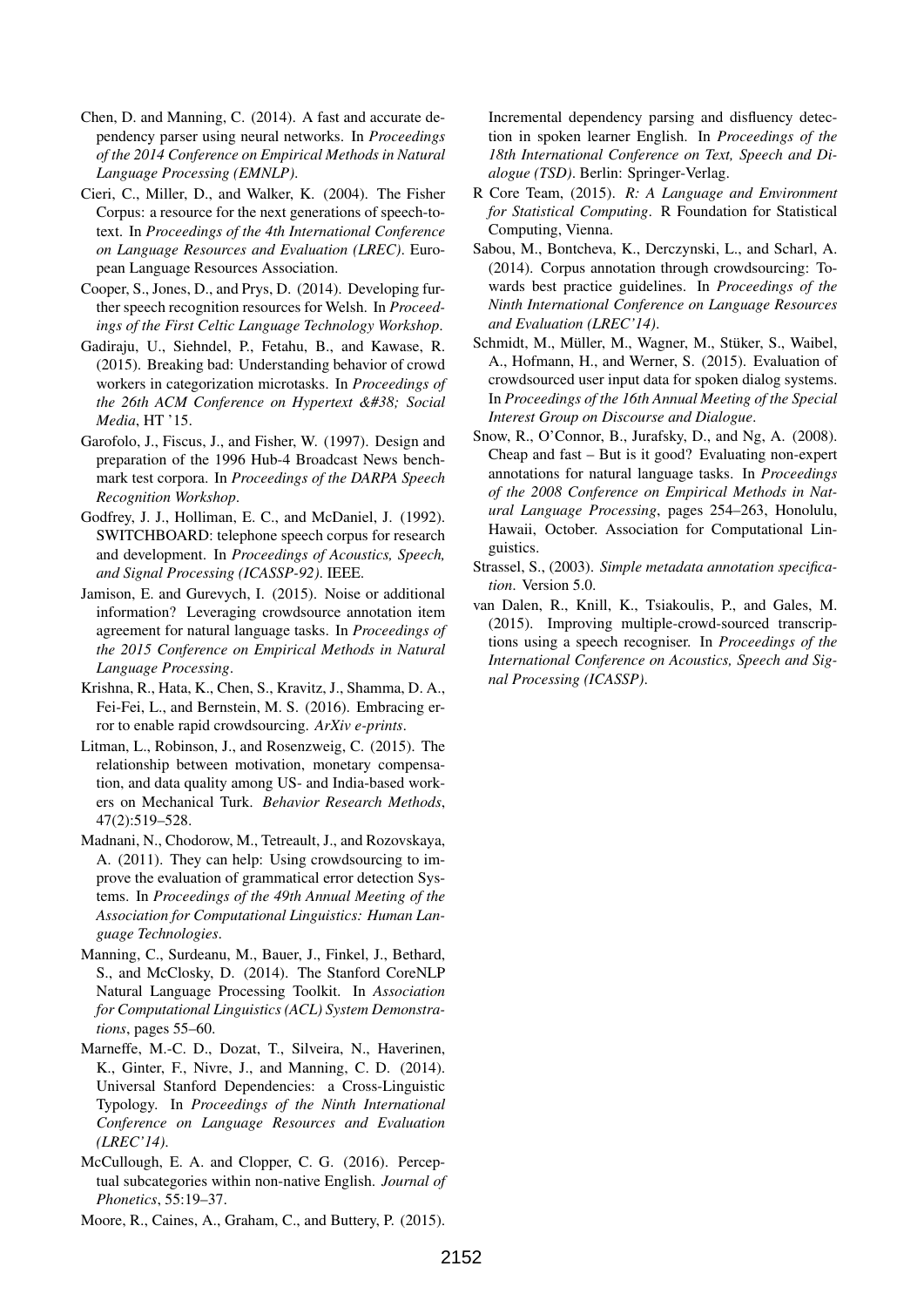Chen, D. and Manning, C. (2014). A fast and accurate dependency parser using neural networks. In *Proceedings of the 2014 Conference on Empirical Methods in Natural Language Processing (EMNLP)*.

Cieri, C., Miller, D., and Walker, K. (2004). The Fisher Corpus: a resource for the next generations of speech-to-text. In *Proceedings of the 4th International Conference on Language Resources and Evaluation (LREC)*. European Language Resources Association.

Cooper, S., Jones, D., and Prys, D. (2014). Developing further speech recognition resources for Welsh. In *Proceedings of the First Celtic Language Technology Workshop*.

Gadiraju, U., Siehndel, P., Fetahu, B., and Kawase, R. (2015). Breaking bad: Understanding behavior of crowd workers in categorization microtasks. In *Proceedings of the 26th ACM Conference on Hypertext &#38; Social Media*, HT '15.

Garofolo, J., Fiscus, J., and Fisher, W. (1997). Design and preparation of the 1996 Hub-4 Broadcast News benchmark test corpora. In *Proceedings of the DARPA Speech Recognition Workshop*.

Godfrey, J. J., Holliman, E. C., and McDaniel, J. (1992). SWITCHBOARD: telephone speech corpus for research and development. In *Proceedings of Acoustics, Speech, and Signal Processing (ICASSP-92)*. IEEE.

Jamison, E. and Gurevych, I. (2015). Noise or additional information? Leveraging crowdsource annotation item agreement for natural language tasks. In *Proceedings of the 2015 Conference on Empirical Methods in Natural Language Processing*.

Krishna, R., Hata, K., Chen, S., Kravitz, J., Shamma, D. A., Fei-Fei, L., and Bernstein, M. S. (2016). Embracing error to enable rapid crowdsourcing. *ArXiv e-prints*.

Litman, L., Robinson, J., and Rosenzweig, C. (2015). The relationship between motivation, monetary compensation, and data quality among US- and India-based workers on Mechanical Turk. *Behavior Research Methods*, 47(2):519–528.

Madnani, N., Chodorow, M., Tetreault, J., and Rozovskaya, A. (2011). They can help: Using crowdsourcing to improve the evaluation of grammatical error detection Systems. In *Proceedings of the 49th Annual Meeting of the Association for Computational Linguistics: Human Language Technologies*.

Manning, C., Surdeanu, M., Bauer, J., Finkel, J., Bethard, S., and McClosky, D. (2014). The Stanford CoreNLP Natural Language Processing Toolkit. In *Association for Computational Linguistics (ACL) System Demonstrations*, pages 55–60.

Marneffe, M.-C. D., Dozat, T., Silveira, N., Haverinen, K., Ginter, F., Nivre, J., and Manning, C. D. (2014). Universal Stanford Dependencies: a Cross-Linguistic Typology. In *Proceedings of the Ninth International Conference on Language Resources and Evaluation (LREC'14)*.

McCullough, E. A. and Clopper, C. G. (2016). Perceptual subcategories within non-native English. *Journal of Phonetics*, 55:19–37.

Moore, R., Caines, A., Graham, C., and Buttery, P. (2015). Incremental dependency parsing and disfluency detection in spoken learner English. In *Proceedings of the 18th International Conference on Text, Speech and Dialogue (TSD)*. Berlin: Springer-Verlag.

R Core Team, (2015). *R: A Language and Environment for Statistical Computing*. R Foundation for Statistical Computing, Vienna.

Sabou, M., Bontcheva, K., Derczynski, L., and Scharl, A. (2014). Corpus annotation through crowdsourcing: Towards best practice guidelines. In *Proceedings of the Ninth International Conference on Language Resources and Evaluation (LREC'14)*.

Schmidt, M., Müller, M., Wagner, M., Stüker, S., Waibel, A., Hofmann, H., and Werner, S. (2015). Evaluation of crowdsourced user input data for spoken dialog systems. In *Proceedings of the 16th Annual Meeting of the Special Interest Group on Discourse and Dialogue*.

Snow, R., O'Connor, B., Jurafsky, D., and Ng, A. (2008). Cheap and fast – But is it good? Evaluating non-expert annotations for natural language tasks. In *Proceedings of the 2008 Conference on Empirical Methods in Natural Language Processing*, pages 254–263, Honolulu, Hawaii, October. Association for Computational Linguistics.

Strassel, S., (2003). *Simple metadata annotation specification*. Version 5.0.

van Dalen, R., Knill, K., Tsiakoulis, P., and Gales, M. (2015). Improving multiple-crowd-sourced transcriptions using a speech recogniser. In *Proceedings of the International Conference on Acoustics, Speech and Signal Processing (ICASSP)*.